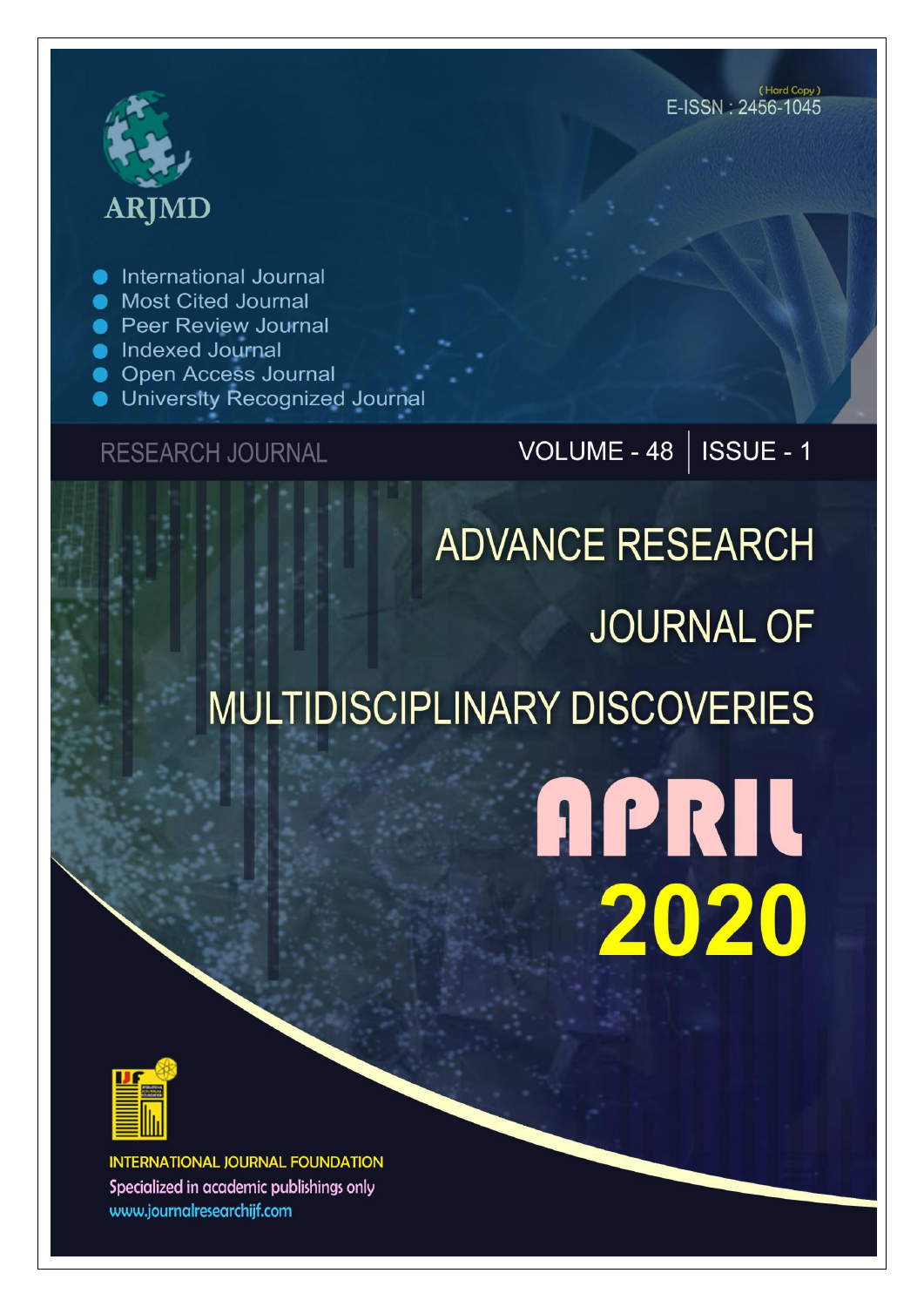ARJMD

(Hard Copy)
E-ISSN : 2456-1045

- International Journal
- Most Cited Journal
- Peer Review Journal
- Indexed Journal
- Open Access Journal
- University Recognized Journal

RESEARCH JOURNAL

VOLUME - 48 | ISSUE - 1

# ADVANCE RESEARCH JOURNAL OF MULTIDISCIPLINARY DISCOVERIES

APRIL 2020

INTERNATIONAL JOURNAL FOUNDATION
Specialized in academic publishings only
www.journalresearchijf.com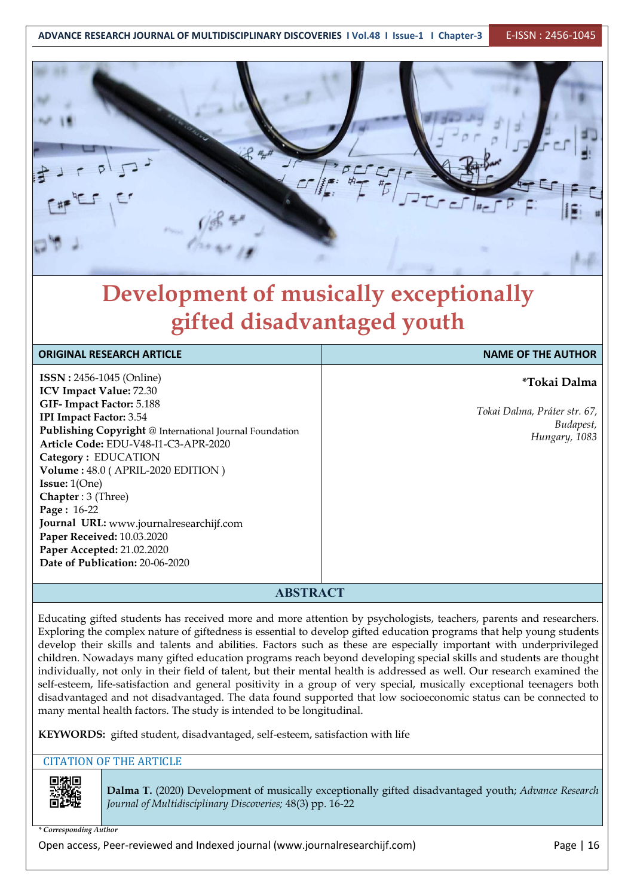# Development of musically exceptionally gifted disadvantaged youth

| ORIGINAL RESEARCH ARTICLE | NAME OF THE AUTHOR |
| --- | --- |
| **ISSN :** 2456-1045 (Online)<br>**ICV Impact Value:** 72.30<br>**GIF- Impact Factor:** 5.188<br>**IPI Impact Factor:** 3.54<br>**Publishing Copyright** @ International Journal Foundation<br>**Article Code:** EDU-V48-I1-C3-APR-2020<br>**Category :** EDUCATION<br>**Volume :** 48.0 ( APRIL-2020 EDITION )<br>**Issue:** 1(One)<br>**Chapter** : 3 (Three)<br>**Page :** 16-22<br>**Journal URL:** www.journalresearchijf.com<br>**Paper Received:** 10.03.2020<br>**Paper Accepted:** 21.02.2020<br>**Date of Publication:** 20-06-2020 | **\*Tokai Dalma**<br><br>*Tokai Dalma, Práter str. 67, Budapest, Hungary, 1083* |

## ABSTRACT

Educating gifted students has received more and more attention by psychologists, teachers, parents and researchers. Exploring the complex nature of giftedness is essential to develop gifted education programs that help young students develop their skills and talents and abilities. Factors such as these are especially important with underprivileged children. Nowadays many gifted education programs reach beyond developing special skills and students are thought individually, not only in their field of talent, but their mental health is addressed as well. Our research examined the self-esteem, life-satisfaction and general positivity in a group of very special, musically exceptional teenagers both disadvantaged and not disadvantaged. The data found supported that low socioeconomic status can be connected to many mental health factors. The study is intended to be longitudinal.

**KEYWORDS:** gifted student, disadvantaged, self-esteem, satisfaction with life

CITATION OF THE ARTICLE

**Dalma T.** (2020) Development of musically exceptionally gifted disadvantaged youth; *Advance Research Journal of Multidisciplinary Discoveries;* 48(3) pp. 16-22

*\* Corresponding Author*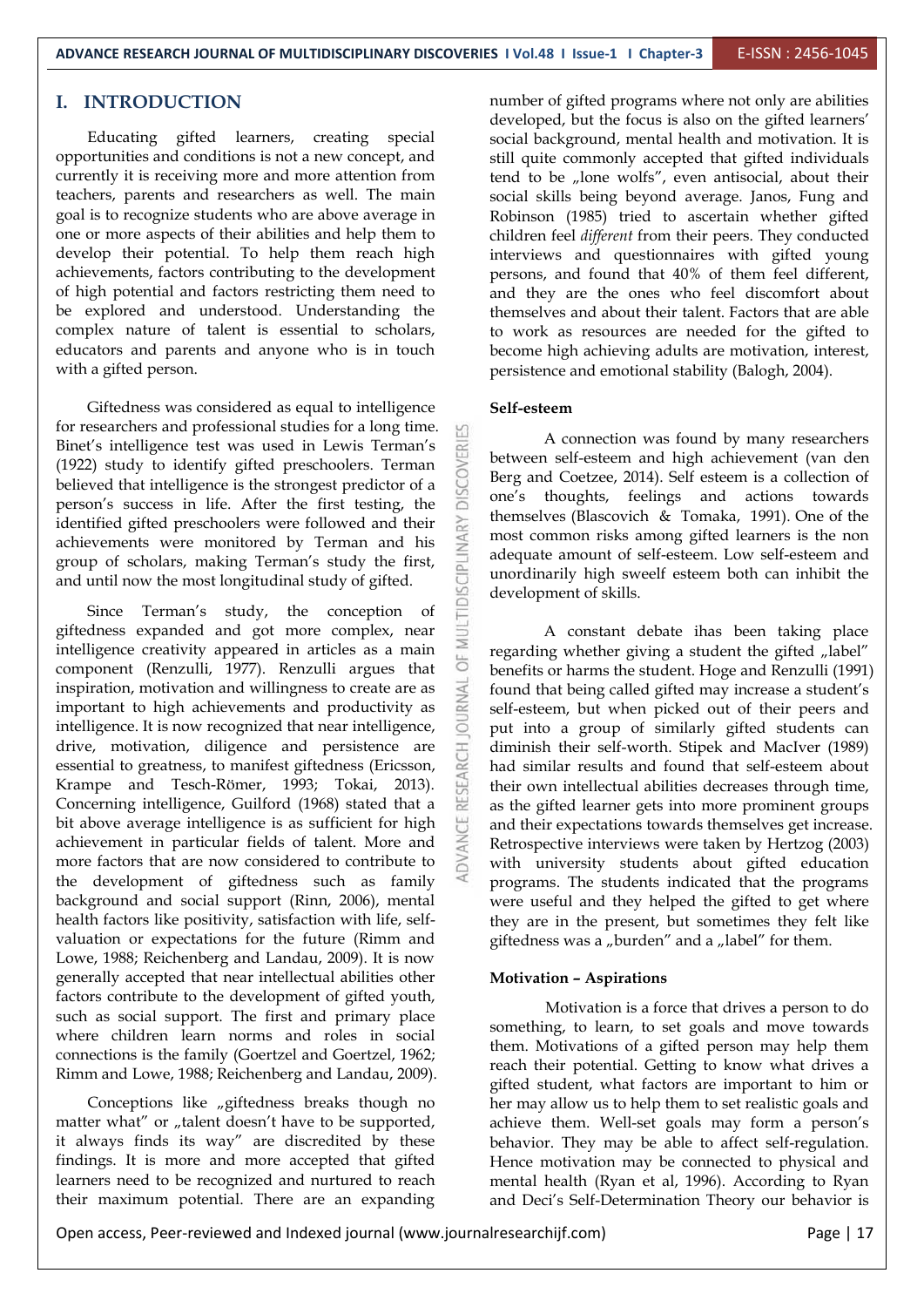# I. INTRODUCTION

Educating gifted learners, creating special opportunities and conditions is not a new concept, and currently it is receiving more and more attention from teachers, parents and researchers as well. The main goal is to recognize students who are above average in one or more aspects of their abilities and help them to develop their potential. To help them reach high achievements, factors contributing to the development of high potential and factors restricting them need to be explored and understood. Understanding the complex nature of talent is essential to scholars, educators and parents and anyone who is in touch with a gifted person.

Giftedness was considered as equal to intelligence for researchers and professional studies for a long time. Binet's intelligence test was used in Lewis Terman's (1922) study to identify gifted preschoolers. Terman believed that intelligence is the strongest predictor of a person's success in life. After the first testing, the identified gifted preschoolers were followed and their achievements were monitored by Terman and his group of scholars, making Terman's study the first, and until now the most longitudinal study of gifted.

Since Terman's study, the conception of giftedness expanded and got more complex, near intelligence creativity appeared in articles as a main component (Renzulli, 1977). Renzulli argues that inspiration, motivation and willingness to create are as important to high achievements and productivity as intelligence. It is now recognized that near intelligence, drive, motivation, diligence and persistence are essential to greatness, to manifest giftedness (Ericsson, Krampe and Tesch-Römer, 1993; Tokai, 2013). Concerning intelligence, Guilford (1968) stated that a bit above average intelligence is as sufficient for high achievement in particular fields of talent. More and more factors that are now considered to contribute to the development of giftedness such as family background and social support (Rinn, 2006), mental health factors like positivity, satisfaction with life, self-valuation or expectations for the future (Rimm and Lowe, 1988; Reichenberg and Landau, 2009). It is now generally accepted that near intellectual abilities other factors contribute to the development of gifted youth, such as social support. The first and primary place where children learn norms and roles in social connections is the family (Goertzel and Goertzel, 1962; Rimm and Lowe, 1988; Reichenberg and Landau, 2009).

Conceptions like „giftedness breaks though no matter what" or „talent doesn't have to be supported, it always finds its way" are discredited by these findings. It is more and more accepted that gifted learners need to be recognized and nurtured to reach their maximum potential. There are an expanding number of gifted programs where not only are abilities developed, but the focus is also on the gifted learners' social background, mental health and motivation. It is still quite commonly accepted that gifted individuals tend to be „lone wolfs", even antisocial, about their social skills being beyond average. Janos, Fung and Robinson (1985) tried to ascertain whether gifted children feel *different* from their peers. They conducted interviews and questionnaires with gifted young persons, and found that 40% of them feel different, and they are the ones who feel discomfort about themselves and about their talent. Factors that are able to work as resources are needed for the gifted to become high achieving adults are motivation, interest, persistence and emotional stability (Balogh, 2004).

**Self-esteem**

A connection was found by many researchers between self-esteem and high achievement (van den Berg and Coetzee, 2014). Self esteem is a collection of one's thoughts, feelings and actions towards themselves (Blascovich & Tomaka, 1991). One of the most common risks among gifted learners is the non adequate amount of self-esteem. Low self-esteem and unordinarily high sweelf esteem both can inhibit the development of skills.

A constant debate ihas been taking place regarding whether giving a student the gifted „label" benefits or harms the student. Hoge and Renzulli (1991) found that being called gifted may increase a student's self-esteem, but when picked out of their peers and put into a group of similarly gifted students can diminish their self-worth. Stipek and MacIver (1989) had similar results and found that self-esteem about their own intellectual abilities decreases through time, as the gifted learner gets into more prominent groups and their expectations towards themselves get increase. Retrospective interviews were taken by Hertzog (2003) with university students about gifted education programs. The students indicated that the programs were useful and they helped the gifted to get where they are in the present, but sometimes they felt like giftedness was a „burden" and a „label" for them.

**Motivation – Aspirations**

Motivation is a force that drives a person to do something, to learn, to set goals and move towards them. Motivations of a gifted person may help them reach their potential. Getting to know what drives a gifted student, what factors are important to him or her may allow us to help them to set realistic goals and achieve them. Well-set goals may form a person's behavior. They may be able to affect self-regulation. Hence motivation may be connected to physical and mental health (Ryan et al, 1996). According to Ryan and Deci's Self-Determination Theory our behavior is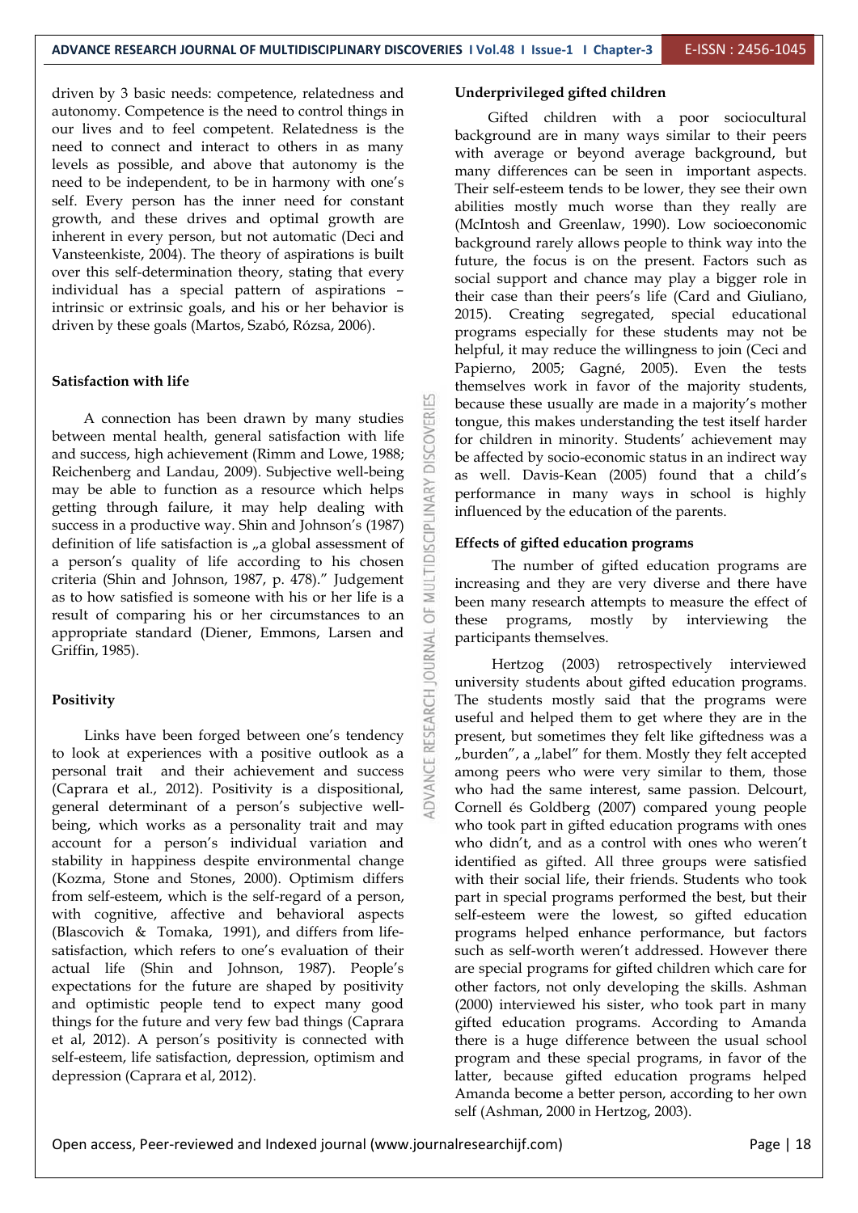driven by 3 basic needs: competence, relatedness and autonomy. Competence is the need to control things in our lives and to feel competent. Relatedness is the need to connect and interact to others in as many levels as possible, and above that autonomy is the need to be independent, to be in harmony with one's self. Every person has the inner need for constant growth, and these drives and optimal growth are inherent in every person, but not automatic (Deci and Vansteenkiste, 2004). The theory of aspirations is built over this self-determination theory, stating that every individual has a special pattern of aspirations – intrinsic or extrinsic goals, and his or her behavior is driven by these goals (Martos, Szabó, Rózsa, 2006).

### Satisfaction with life

A connection has been drawn by many studies between mental health, general satisfaction with life and success, high achievement (Rimm and Lowe, 1988; Reichenberg and Landau, 2009). Subjective well-being may be able to function as a resource which helps getting through failure, it may help dealing with success in a productive way. Shin and Johnson's (1987) definition of life satisfaction is „a global assessment of a person's quality of life according to his chosen criteria (Shin and Johnson, 1987, p. 478)." Judgement as to how satisfied is someone with his or her life is a result of comparing his or her circumstances to an appropriate standard (Diener, Emmons, Larsen and Griffin, 1985).

### Positivity

Links have been forged between one's tendency to look at experiences with a positive outlook as a personal trait and their achievement and success (Caprara et al., 2012). Positivity is a dispositional, general determinant of a person's subjective well-being, which works as a personality trait and may account for a person's individual variation and stability in happiness despite environmental change (Kozma, Stone and Stones, 2000). Optimism differs from self-esteem, which is the self-regard of a person, with cognitive, affective and behavioral aspects (Blascovich & Tomaka, 1991), and differs from life-satisfaction, which refers to one's evaluation of their actual life (Shin and Johnson, 1987). People's expectations for the future are shaped by positivity and optimistic people tend to expect many good things for the future and very few bad things (Caprara et al, 2012). A person's positivity is connected with self-esteem, life satisfaction, depression, optimism and depression (Caprara et al, 2012).

### Underprivileged gifted children

Gifted children with a poor sociocultural background are in many ways similar to their peers with average or beyond average background, but many differences can be seen in important aspects. Their self-esteem tends to be lower, they see their own abilities mostly much worse than they really are (McIntosh and Greenlaw, 1990). Low socioeconomic background rarely allows people to think way into the future, the focus is on the present. Factors such as social support and chance may play a bigger role in their case than their peers's life (Card and Giuliano, 2015). Creating segregated, special educational programs especially for these students may not be helpful, it may reduce the willingness to join (Ceci and Papierno, 2005; Gagné, 2005). Even the tests themselves work in favor of the majority students, because these usually are made in a majority's mother tongue, this makes understanding the test itself harder for children in minority. Students' achievement may be affected by socio-economic status in an indirect way as well. Davis-Kean (2005) found that a child's performance in many ways in school is highly influenced by the education of the parents.

### Effects of gifted education programs

The number of gifted education programs are increasing and they are very diverse and there have been many research attempts to measure the effect of these programs, mostly by interviewing the participants themselves.

Hertzog (2003) retrospectively interviewed university students about gifted education programs. The students mostly said that the programs were useful and helped them to get where they are in the present, but sometimes they felt like giftedness was a „burden", a „label" for them. Mostly they felt accepted among peers who were very similar to them, those who had the same interest, same passion. Delcourt, Cornell és Goldberg (2007) compared young people who took part in gifted education programs with ones who didn't, and as a control with ones who weren't identified as gifted. All three groups were satisfied with their social life, their friends. Students who took part in special programs performed the best, but their self-esteem were the lowest, so gifted education programs helped enhance performance, but factors such as self-worth weren't addressed. However there are special programs for gifted children which care for other factors, not only developing the skills. Ashman (2000) interviewed his sister, who took part in many gifted education programs. According to Amanda there is a huge difference between the usual school program and these special programs, in favor of the latter, because gifted education programs helped Amanda become a better person, according to her own self (Ashman, 2000 in Hertzog, 2003).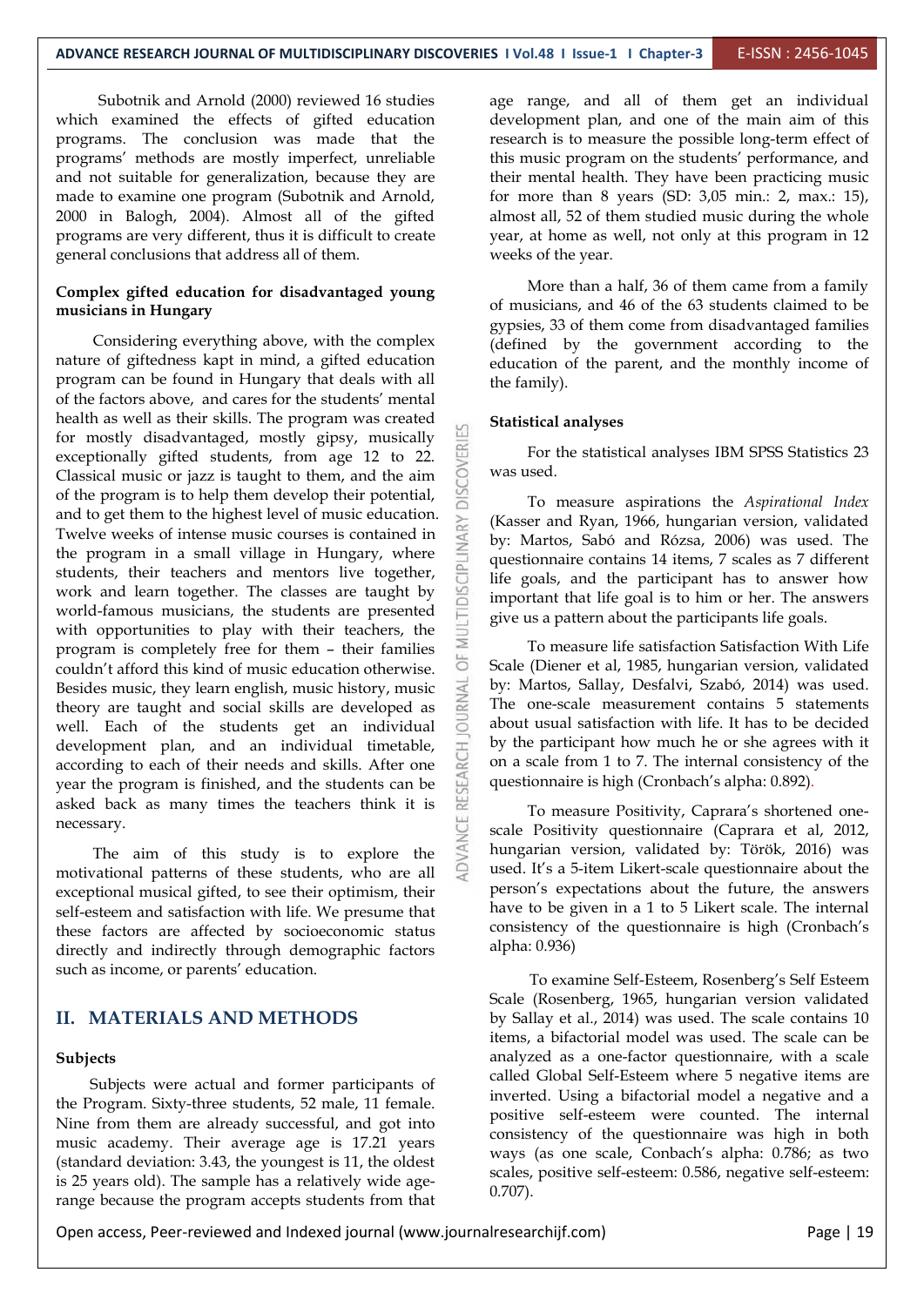Subotnik and Arnold (2000) reviewed 16 studies which examined the effects of gifted education programs. The conclusion was made that the programs' methods are mostly imperfect, unreliable and not suitable for generalization, because they are made to examine one program (Subotnik and Arnold, 2000 in Balogh, 2004). Almost all of the gifted programs are very different, thus it is difficult to create general conclusions that address all of them.

### Complex gifted education for disadvantaged young musicians in Hungary

Considering everything above, with the complex nature of giftedness kapt in mind, a gifted education program can be found in Hungary that deals with all of the factors above, and cares for the students' mental health as well as their skills. The program was created for mostly disadvantaged, mostly gipsy, musically exceptionally gifted students, from age 12 to 22. Classical music or jazz is taught to them, and the aim of the program is to help them develop their potential, and to get them to the highest level of music education. Twelve weeks of intense music courses is contained in the program in a small village in Hungary, where students, their teachers and mentors live together, work and learn together. The classes are taught by world-famous musicians, the students are presented with opportunities to play with their teachers, the program is completely free for them – their families couldn't afford this kind of music education otherwise. Besides music, they learn english, music history, music theory are taught and social skills are developed as well. Each of the students get an individual development plan, and an individual timetable, according to each of their needs and skills. After one year the program is finished, and the students can be asked back as many times the teachers think it is necessary.

The aim of this study is to explore the motivational patterns of these students, who are all exceptional musical gifted, to see their optimism, their self-esteem and satisfaction with life. We presume that these factors are affected by socioeconomic status directly and indirectly through demographic factors such as income, or parents' education.

## II. MATERIALS AND METHODS

### Subjects

Subjects were actual and former participants of the Program. Sixty-three students, 52 male, 11 female. Nine from them are already successful, and got into music academy. Their average age is 17.21 years (standard deviation: 3.43, the youngest is 11, the oldest is 25 years old). The sample has a relatively wide age-range because the program accepts students from that age range, and all of them get an individual development plan, and one of the main aim of this research is to measure the possible long-term effect of this music program on the students' performance, and their mental health. They have been practicing music for more than 8 years (SD: 3,05 min.: 2, max.: 15), almost all, 52 of them studied music during the whole year, at home as well, not only at this program in 12 weeks of the year.

More than a half, 36 of them came from a family of musicians, and 46 of the 63 students claimed to be gypsies, 33 of them come from disadvantaged families (defined by the government according to the education of the parent, and the monthly income of the family).

### Statistical analyses

For the statistical analyses IBM SPSS Statistics 23 was used.

To measure aspirations the *Aspirational Index* (Kasser and Ryan, 1966, hungarian version, validated by: Martos, Sabó and Rózsa, 2006) was used. The questionnaire contains 14 items, 7 scales as 7 different life goals, and the participant has to answer how important that life goal is to him or her. The answers give us a pattern about the participants life goals.

To measure life satisfaction Satisfaction With Life Scale (Diener et al, 1985, hungarian version, validated by: Martos, Sallay, Desfalvi, Szabó, 2014) was used. The one-scale measurement contains 5 statements about usual satisfaction with life. It has to be decided by the participant how much he or she agrees with it on a scale from 1 to 7. The internal consistency of the questionnaire is high (Cronbach's alpha: 0.892).

To measure Positivity, Caprara's shortened one-scale Positivity questionnaire (Caprara et al, 2012, hungarian version, validated by: Török, 2016) was used. It's a 5-item Likert-scale questionnaire about the person's expectations about the future, the answers have to be given in a 1 to 5 Likert scale. The internal consistency of the questionnaire is high (Cronbach's alpha: 0.936)

To examine Self-Esteem, Rosenberg's Self Esteem Scale (Rosenberg, 1965, hungarian version validated by Sallay et al., 2014) was used. The scale contains 10 items, a bifactorial model was used. The scale can be analyzed as a one-factor questionnaire, with a scale called Global Self-Esteem where 5 negative items are inverted. Using a bifactorial model a negative and a positive self-esteem were counted. The internal consistency of the questionnaire was high in both ways (as one scale, Conbach's alpha: 0.786; as two scales, positive self-esteem: 0.586, negative self-esteem: 0.707).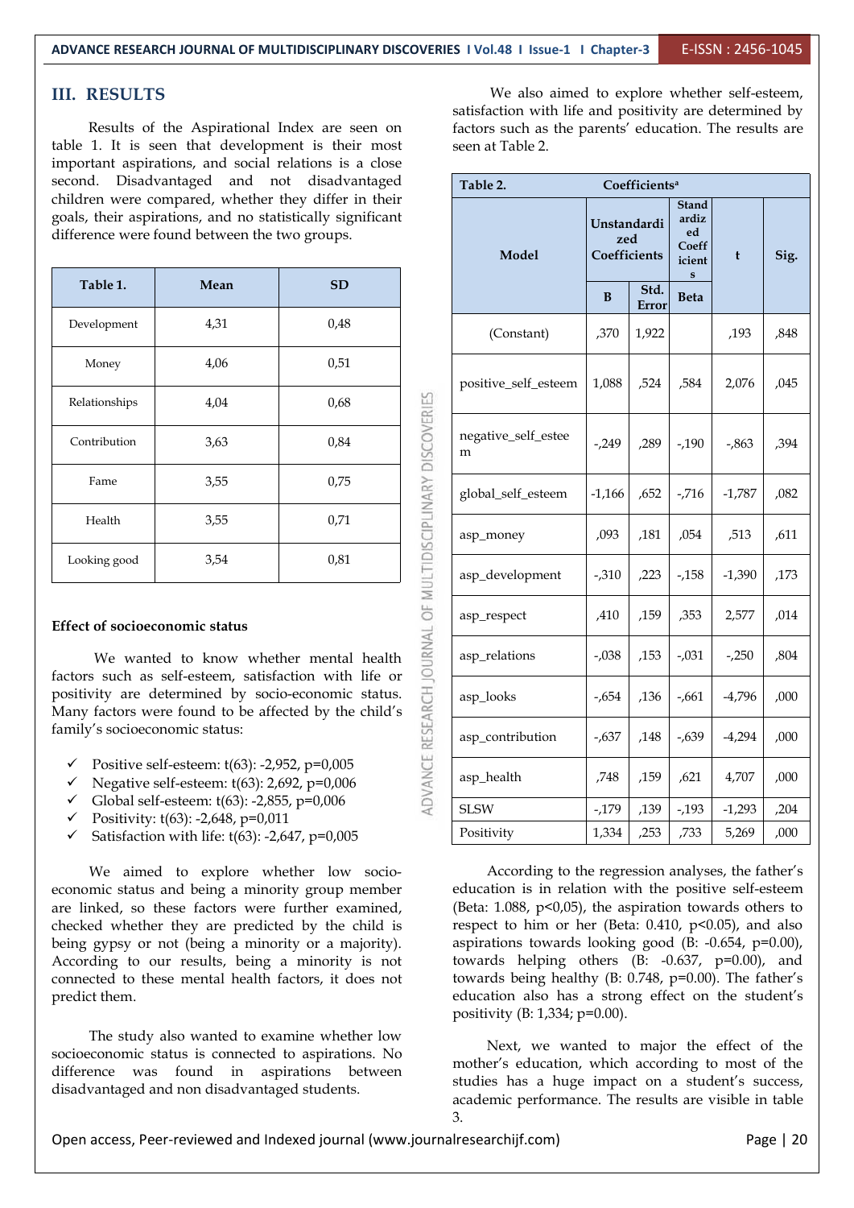## III. RESULTS

Results of the Aspirational Index are seen on table 1. It is seen that development is their most important aspirations, and social relations is a close second. Disadvantaged and not disadvantaged children were compared, whether they differ in their goals, their aspirations, and no statistically significant difference were found between the two groups.

| Table 1. | Mean | SD |
|---|---|---|
| Development | 4,31 | 0,48 |
| Money | 4,06 | 0,51 |
| Relationships | 4,04 | 0,68 |
| Contribution | 3,63 | 0,84 |
| Fame | 3,55 | 0,75 |
| Health | 3,55 | 0,71 |
| Looking good | 3,54 | 0,81 |

### Effect of socioeconomic status

We wanted to know whether mental health factors such as self-esteem, satisfaction with life or positivity are determined by socio-economic status. Many factors were found to be affected by the child's family's socioeconomic status:

- ✓ Positive self-esteem: $t(63)$: -2,952, $p$=0,005
- ✓ Negative self-esteem: $t(63)$: 2,692, $p$=0,006
- ✓ Global self-esteem: $t(63)$: -2,855, $p$=0,006
- ✓ Positivity: $t(63)$: -2,648, $p$=0,011
- ✓ Satisfaction with life: $t(63)$: -2,647, $p$=0,005

We aimed to explore whether low socio-economic status and being a minority group member are linked, so these factors were further examined, checked whether they are predicted by the child is being gypsy or not (being a minority or a majority). According to our results, being a minority is not connected to these mental health factors, it does not predict them.

The study also wanted to examine whether low socioeconomic status is connected to aspirations. No difference was found in aspirations between disadvantaged and non disadvantaged students.

We also aimed to explore whether self-esteem, satisfaction with life and positivity are determined by factors such as the parents' education. The results are seen at Table 2.

| Table 2. Coefficients[a] | | | | | |
|---|---|---|---|---|---|
| Model | Unstandardized Coefficients | | Standardized Coefficients | t | Sig. |
| | B | Std. Error | Beta | | |
| (Constant) | ,370 | 1,922 | | ,193 | ,848 |
| positive_self_esteem | 1,088 | ,524 | ,584 | 2,076 | ,045 |
| negative_self_esteem | -,249 | ,289 | -,190 | -,863 | ,394 |
| global_self_esteem | -1,166 | ,652 | -,716 | -1,787 | ,082 |
| asp_money | ,093 | ,181 | ,054 | ,513 | ,611 |
| asp_development | -,310 | ,223 | -,158 | -1,390 | ,173 |
| asp_respect | ,410 | ,159 | ,353 | 2,577 | ,014 |
| asp_relations | -,038 | ,153 | -,031 | -,250 | ,804 |
| asp_looks | -,654 | ,136 | -,661 | -4,796 | ,000 |
| asp_contribution | -,637 | ,148 | -,639 | -4,294 | ,000 |
| asp_health | ,748 | ,159 | ,621 | 4,707 | ,000 |
| SLSW | -,179 | ,139 | -,193 | -1,293 | ,204 |
| Positivity | 1,334 | ,253 | ,733 | 5,269 | ,000 |

According to the regression analyses, the father's education is in relation with the positive self-esteem (Beta: 1.088, $p<0,05$), the aspiration towards others to respect to him or her (Beta: 0.410, $p<0.05$), and also aspirations towards looking good (B: -0.654, $p=0.00$), towards helping others (B: -0.637, $p=0.00$), and towards being healthy (B: 0.748, $p=0.00$). The father's education also has a strong effect on the student's positivity (B: 1,334; $p=0.00$).

Next, we wanted to major the effect of the mother's education, which according to most of the studies has a huge impact on a student's success, academic performance. The results are visible in table 3.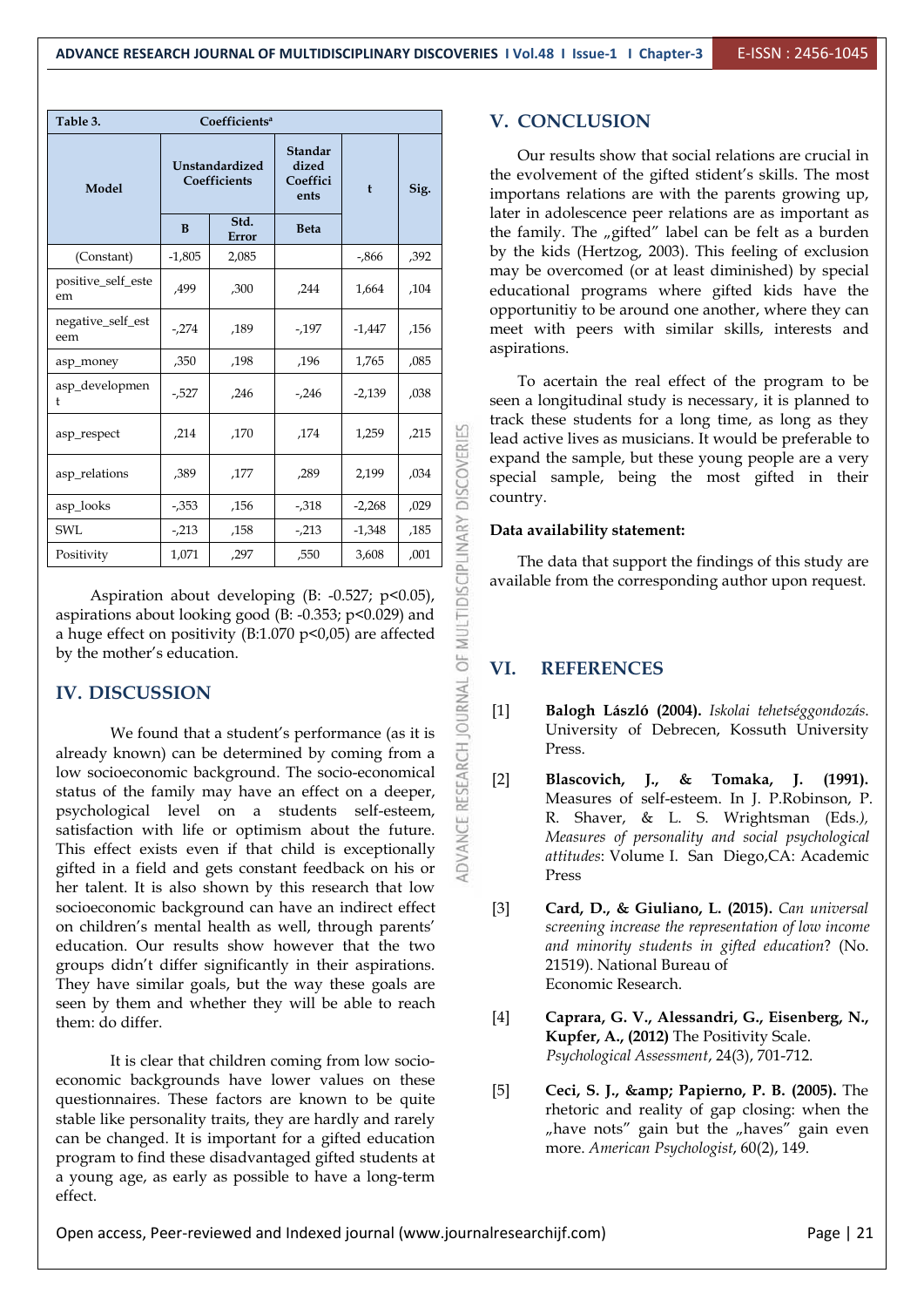| Table 3. | Coefficients[a] | | | | |
|---|---|---|---|---|---|
| Model | Unstandardized Coefficients | | Standardized Coefficients | t | Sig. |
| | B | Std. Error | Beta | | |
| (Constant) | -1,805 | 2,085 | | -,866 | ,392 |
| positive_self_esteem | ,499 | ,300 | ,244 | 1,664 | ,104 |
| negative_self_esteem | -,274 | ,189 | -,197 | -1,447 | ,156 |
| asp_money | ,350 | ,198 | ,196 | 1,765 | ,085 |
| asp_development | -,527 | ,246 | -,246 | -2,139 | ,038 |
| asp_respect | ,214 | ,170 | ,174 | 1,259 | ,215 |
| asp_relations | ,389 | ,177 | ,289 | 2,199 | ,034 |
| asp_looks | -,353 | ,156 | -,318 | -2,268 | ,029 |
| SWL | -,213 | ,158 | -,213 | -1,348 | ,185 |
| Positivity | 1,071 | ,297 | ,550 | 3,608 | ,001 |

Aspiration about developing (B: -0.527; $p<0.05$), aspirations about looking good (B: -0.353; $p<0.029$) and a huge effect on positivity (B:1.070 $p<0,05$) are affected by the mother's education.

## IV. DISCUSSION

We found that a student's performance (as it is already known) can be determined by coming from a low socioeconomic background. The socio-economical status of the family may have an effect on a deeper, psychological level on a students self-esteem, satisfaction with life or optimism about the future. This effect exists even if that child is exceptionally gifted in a field and gets constant feedback on his or her talent. It is also shown by this research that low socioeconomic background can have an indirect effect on children's mental health as well, through parents' education. Our results show however that the two groups didn't differ significantly in their aspirations. They have similar goals, but the way these goals are seen by them and whether they will be able to reach them: do differ.

It is clear that children coming from low socio-economic backgrounds have lower values on these questionnaires. These factors are known to be quite stable like personality traits, they are hardly and rarely can be changed. It is important for a gifted education program to find these disadvantaged gifted students at a young age, as early as possible to have a long-term effect.

## V. CONCLUSION

Our results show that social relations are crucial in the evolvement of the gifted student's skills. The most importans relations are with the parents growing up, later in adolescence peer relations are as important as the family. The „gifted" label can be felt as a burden by the kids (Hertzog, 2003). This feeling of exclusion may be overcomed (or at least diminished) by special educational programs where gifted kids have the opportunitiy to be around one another, where they can meet with peers with similar skills, interests and aspirations.

To acertain the real effect of the program to be seen a longitudinal study is necessary, it is planned to track these students for a long time, as long as they lead active lives as musicians. It would be preferable to expand the sample, but these young people are a very special sample, being the most gifted in their country.

**Data availability statement:**

The data that support the findings of this study are available from the corresponding author upon request.

## VI. REFERENCES

[1] **Balogh László (2004).** *Iskolai tehetséggondozás*. University of Debrecen, Kossuth University Press.

[2] **Blascovich, J., & Tomaka, J. (1991).** Measures of self-esteem. In J. P.Robinson, P. R. Shaver, & L. S. Wrightsman (Eds.), *Measures of personality and social psychological attitudes*: Volume I. San Diego,CA: Academic Press

[3] **Card, D., & Giuliano, L. (2015).** *Can universal screening increase the representation of low income and minority students in gifted education*? (No. 21519). National Bureau of Economic Research.

[4] **Caprara, G. V., Alessandri, G., Eisenberg, N., Kupfer, A., (2012)** The Positivity Scale. *Psychological Assessment*, 24(3), 701-712.

[5] **Ceci, S. J., &amp; Papierno, P. B. (2005).** The rhetoric and reality of gap closing: when the „have nots" gain but the „haves" gain even more. *American Psychologist*, 60(2), 149.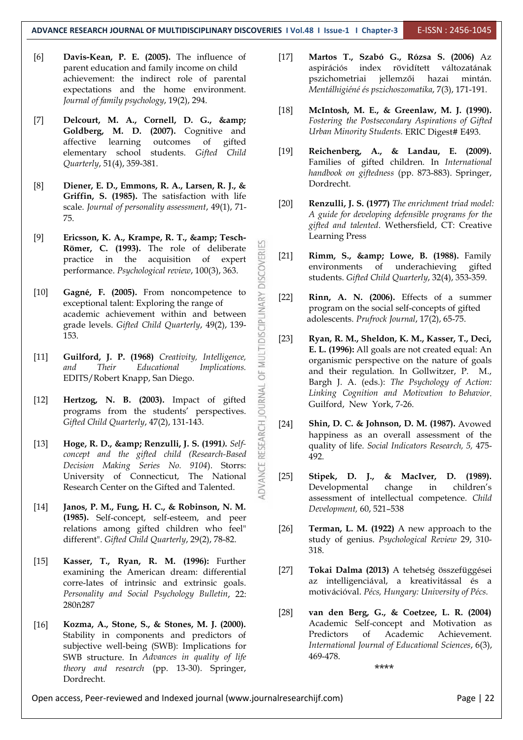[6] **Davis-Kean, P. E. (2005).** The influence of parent education and family income on child achievement: the indirect role of parental expectations and the home environment. *Journal of family psychology*, 19(2), 294.

[7] **Delcourt, M. A., Cornell, D. G., &amp; Goldberg, M. D. (2007).** Cognitive and affective learning outcomes of gifted elementary school students. *Gifted Child Quarterly*, 51(4), 359-381.

[8] **Diener, E. D., Emmons, R. A., Larsen, R. J., & Griffin, S. (1985).** The satisfaction with life scale. *Journal of personality assessment*, 49(1), 71-75.

[9] **Ericsson, K. A., Krampe, R. T., &amp; Tesch-Römer, C. (1993).** The role of deliberate practice in the acquisition of expert performance. *Psychological review*, 100(3), 363.

[10] **Gagné, F. (2005).** From noncompetence to exceptional talent: Exploring the range of academic achievement within and between grade levels. *Gifted Child Quarterly*, 49(2), 139-153.

[11] **Guilford, J. P. (1968)** *Creativity, Intelligence, and Their Educational Implications.* EDITS/Robert Knapp, San Diego.

[12] **Hertzog, N. B. (2003).** Impact of gifted programs from the students' perspectives. *Gifted Child Quarterly*, 47(2), 131-143.

[13] **Hoge, R. D., &amp; Renzulli, J. S. (1991).** *Self-concept and the gifted child (Research-Based Decision Making Series No. 9104*). Storrs: University of Connecticut, The National Research Center on the Gifted and Talented.

[14] **Janos, P. M., Fung, H. C., & Robinson, N. M. (1985).** Self-concept, self-esteem, and peer relations among gifted children who feel" different". *Gifted Child Quarterly*, 29(2), 78-82.

[15] **Kasser, T., Ryan, R. M. (1996):** Further examining the American dream: differential corre-lates of intrinsic and extrinsic goals. *Personality and Social Psychology Bulletin*, 22: 280ñ287

[16] **Kozma, A., Stone, S., & Stones, M. J. (2000).** Stability in components and predictors of subjective well-being (SWB): Implications for SWB structure. In *Advances in quality of life theory and research* (pp. 13-30). Springer, Dordrecht.

[17] **Martos T., Szabó G., Rózsa S. (2006)** Az aspirációs index rövidített változatának pszichometriai jellemzői hazai mintán. *Mentálhigiéné és pszichoszomatika*, 7(3), 171-191.

[18] **McIntosh, M. E., & Greenlaw, M. J. (1990).** *Fostering the Postsecondary Aspirations of Gifted Urban Minority Students.* ERIC Digest# E493.

[19] **Reichenberg, A., & Landau, E. (2009).** Families of gifted children. In *International handbook on giftedness* (pp. 873-883). Springer, Dordrecht.

[20] **Renzulli, J. S. (1977)** *The enrichment triad model: A guide for developing defensible programs for the gifted and talented*. Wethersfield, CT: Creative Learning Press

[21] **Rimm, S., &amp; Lowe, B. (1988).** Family environments of underachieving gifted students. *Gifted Child Quarterly*, 32(4), 353-359.

[22] **Rinn, A. N. (2006).** Effects of a summer program on the social self-concepts of gifted adolescents. *Prufrock Journal*, 17(2), 65-75.

[23] **Ryan, R. M., Sheldon, K. M., Kasser, T., Deci, E. L. (1996):** All goals are not created equal: An organismic perspective on the nature of goals and their regulation. In Gollwitzer, P. M., Bargh J. A. (eds.): *The Psychology of Action: Linking Cognition and Motivation to Behavior*. Guilford, New York, 7-26.

[24] **Shin, D. C. & Johnson, D. M. (1987).** Avowed happiness as an overall assessment of the quality of life. *Social Indicators Research, 5,* 475-492.

[25] **Stipek, D. J., & MacIver, D. (1989).** Developmental change in children's assessment of intellectual competence. *Child Development,* 60, 521–538

[26] **Terman, L. M. (1922)** A new approach to the study of genius. *Psychological Review* 29, 310-318.

[27] **Tokai Dalma (2013)** A tehetség összefüggései az intelligenciával, a kreativitással és a motivációval. *Pécs, Hungary: University of Pécs.*

[28] **van den Berg, G., & Coetzee, L. R. (2004)** Academic Self-concept and Motivation as Predictors of Academic Achievement. *International Journal of Educational Sciences*, 6(3), 469-478.

\*\*\*\*